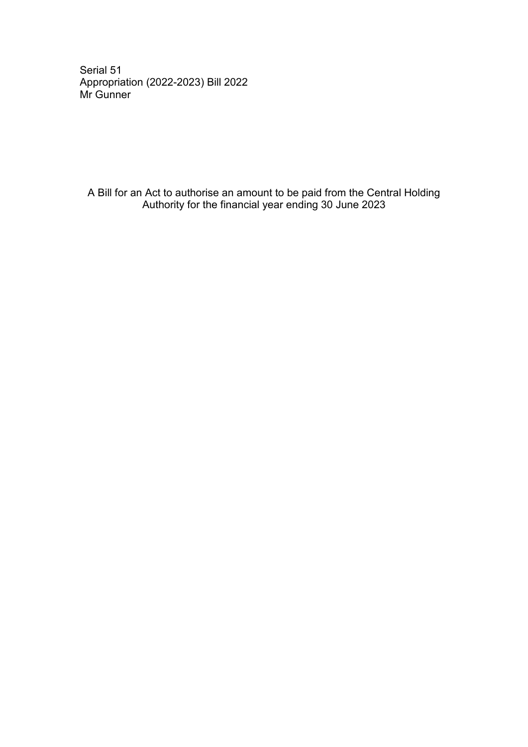Serial 51
Appropriation (2022-2023) Bill 2022
Mr Gunner

A Bill for an Act to authorise an amount to be paid from the Central Holding Authority for the financial year ending 30 June 2023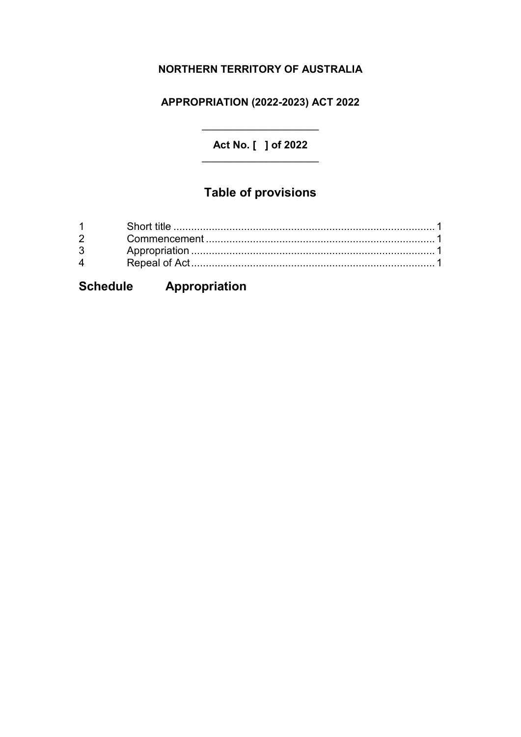**NORTHERN TERRITORY OF AUSTRALIA**

**APPROPRIATION (2022-2023) ACT 2022**

**Act No. [ ] of 2022**

## Table of provisions

| | | |
|---|---|---|
| 1 | Short title | 1 |
| 2 | Commencement | 1 |
| 3 | Appropriation | 1 |
| 4 | Repeal of Act | 1 |

**Schedule Appropriation**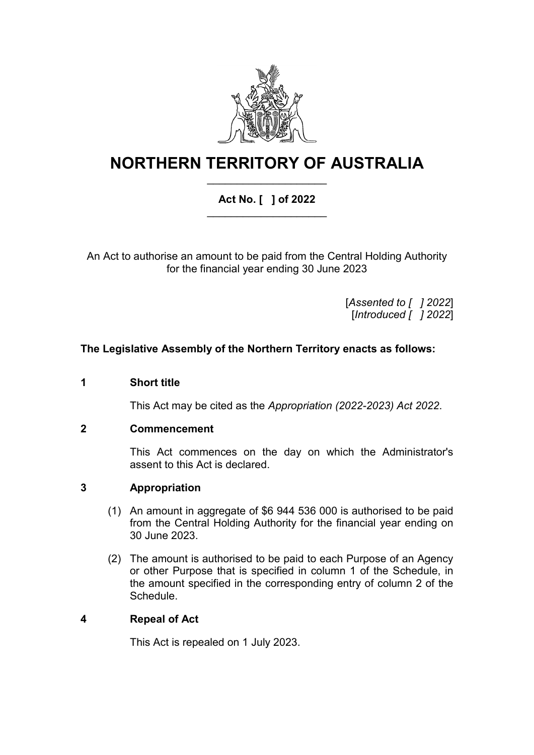# NORTHERN TERRITORY OF AUSTRALIA

**Act No. [ ] of 2022**

An Act to authorise an amount to be paid from the Central Holding Authority for the financial year ending 30 June 2023

[*Assented to [ ] 2022*]
[*Introduced [ ] 2022*]

**The Legislative Assembly of the Northern Territory enacts as follows:**

### 1 Short title

This Act may be cited as the *Appropriation (2022-2023) Act 2022*.

### 2 Commencement

This Act commences on the day on which the Administrator's assent to this Act is declared.

### 3 Appropriation

(1) An amount in aggregate of $6 944 536 000 is authorised to be paid from the Central Holding Authority for the financial year ending on 30 June 2023.

(2) The amount is authorised to be paid to each Purpose of an Agency or other Purpose that is specified in column 1 of the Schedule, in the amount specified in the corresponding entry of column 2 of the Schedule.

### 4 Repeal of Act

This Act is repealed on 1 July 2023.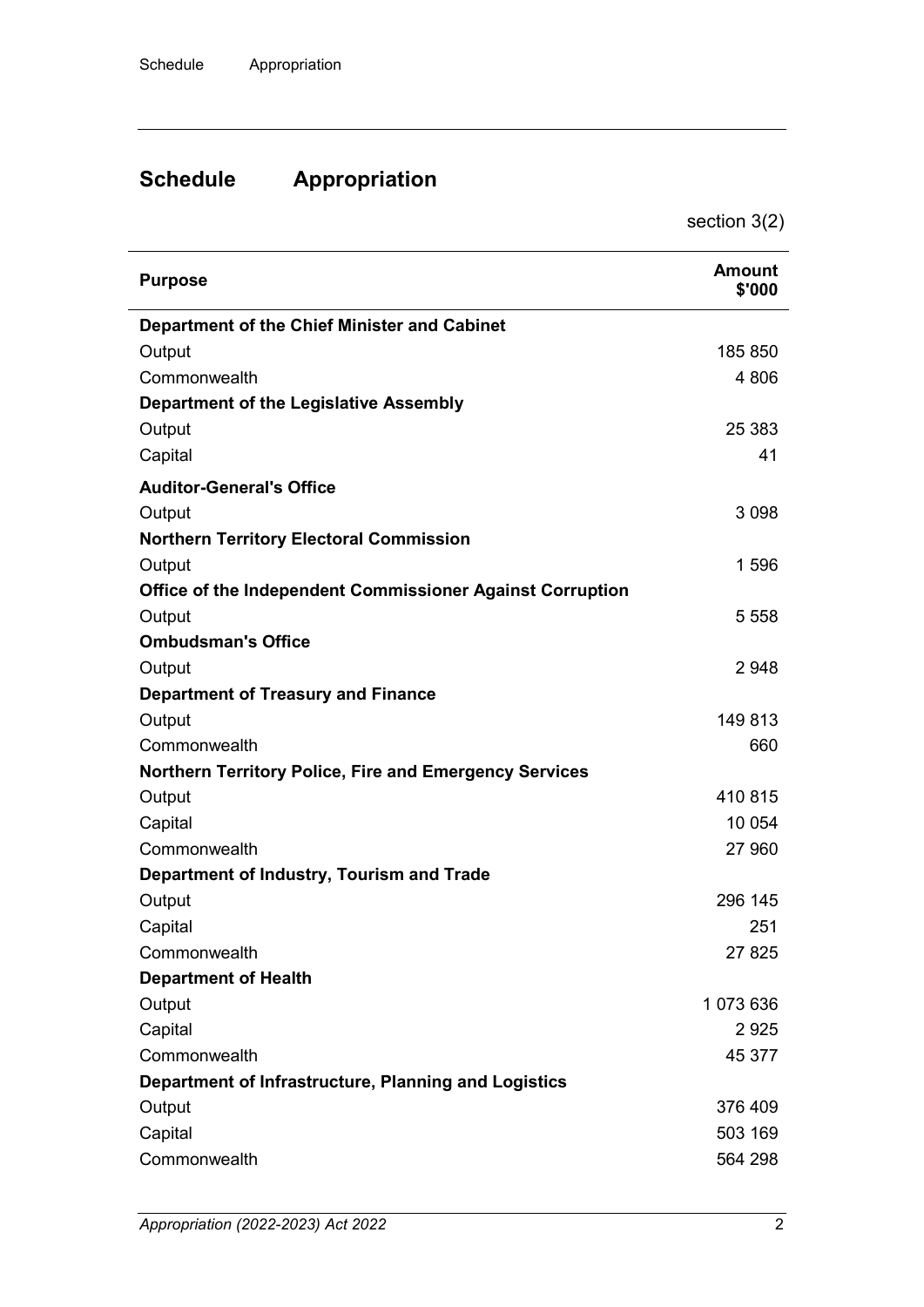## Schedule Appropriation

section 3(2)

| Purpose | Amount $'000 |
|---|---|
| **Department of the Chief Minister and Cabinet** | |
| Output | 185 850 |
| Commonwealth | 4 806 |
| **Department of the Legislative Assembly** | |
| Output | 25 383 |
| Capital | 41 |
| **Auditor-General's Office** | |
| Output | 3 098 |
| **Northern Territory Electoral Commission** | |
| Output | 1 596 |
| **Office of the Independent Commissioner Against Corruption** | |
| Output | 5 558 |
| **Ombudsman's Office** | |
| Output | 2 948 |
| **Department of Treasury and Finance** | |
| Output | 149 813 |
| Commonwealth | 660 |
| **Northern Territory Police, Fire and Emergency Services** | |
| Output | 410 815 |
| Capital | 10 054 |
| Commonwealth | 27 960 |
| **Department of Industry, Tourism and Trade** | |
| Output | 296 145 |
| Capital | 251 |
| Commonwealth | 27 825 |
| **Department of Health** | |
| Output | 1 073 636 |
| Capital | 2 925 |
| Commonwealth | 45 377 |
| **Department of Infrastructure, Planning and Logistics** | |
| Output | 376 409 |
| Capital | 503 169 |
| Commonwealth | 564 298 |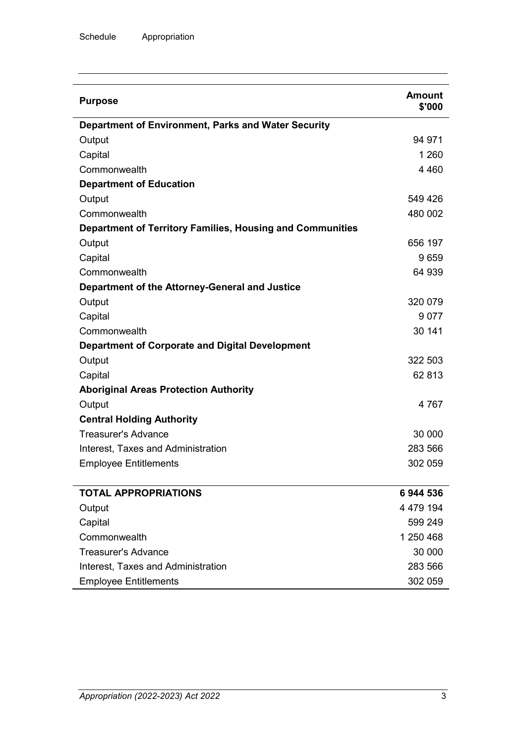| Purpose | Amount $'000 |
|---|---|
| **Department of Environment, Parks and Water Security** | |
| Output | 94 971 |
| Capital | 1 260 |
| Commonwealth | 4 460 |
| **Department of Education** | |
| Output | 549 426 |
| Commonwealth | 480 002 |
| **Department of Territory Families, Housing and Communities** | |
| Output | 656 197 |
| Capital | 9 659 |
| Commonwealth | 64 939 |
| **Department of the Attorney-General and Justice** | |
| Output | 320 079 |
| Capital | 9 077 |
| Commonwealth | 30 141 |
| **Department of Corporate and Digital Development** | |
| Output | 322 503 |
| Capital | 62 813 |
| **Aboriginal Areas Protection Authority** | |
| Output | 4 767 |
| **Central Holding Authority** | |
| Treasurer's Advance | 30 000 |
| Interest, Taxes and Administration | 283 566 |
| Employee Entitlements | 302 059 |
| **TOTAL APPROPRIATIONS** | **6 944 536** |
| Output | 4 479 194 |
| Capital | 599 249 |
| Commonwealth | 1 250 468 |
| Treasurer's Advance | 30 000 |
| Interest, Taxes and Administration | 283 566 |
| Employee Entitlements | 302 059 |